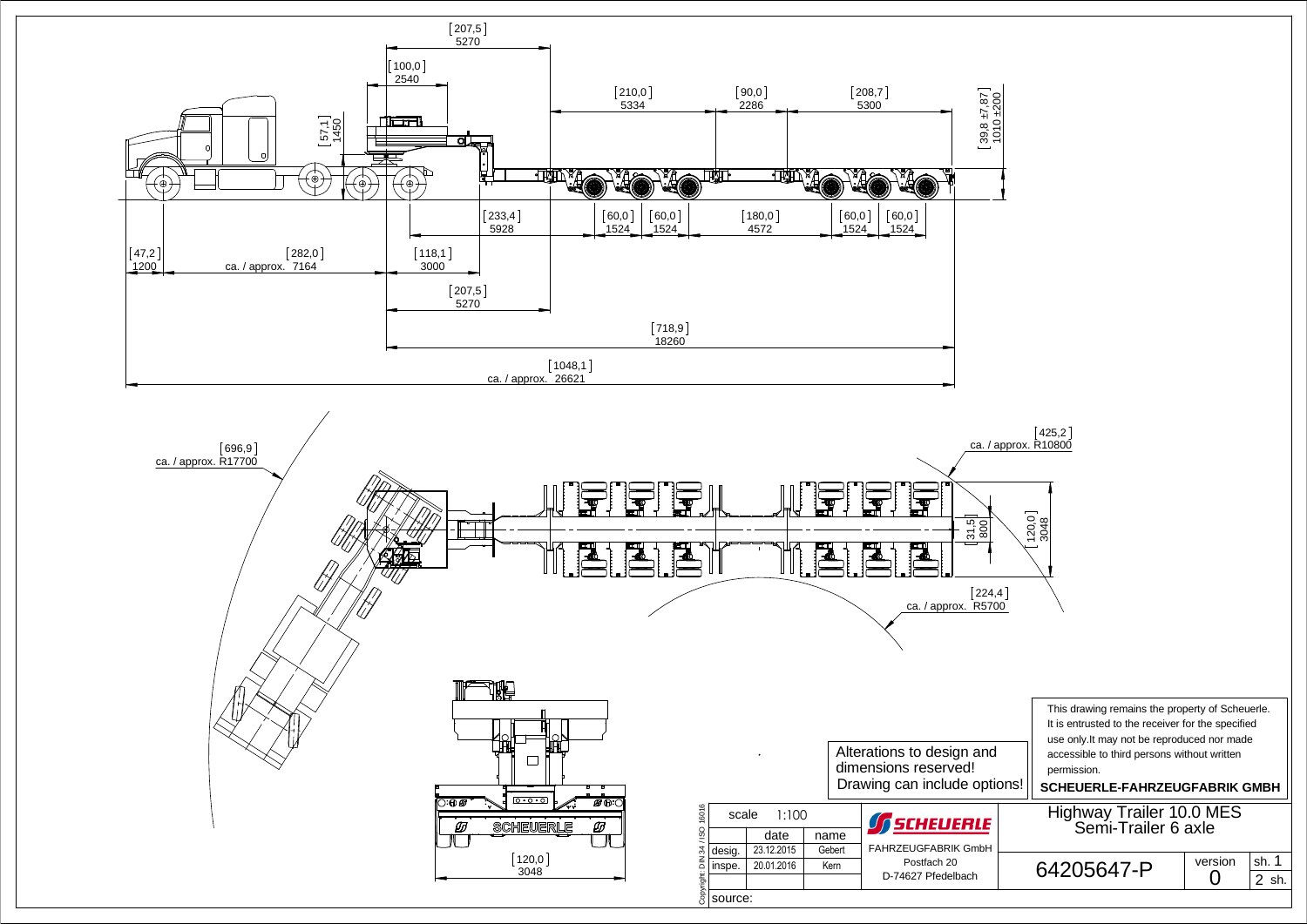## Dimensions (side view)

| Dimension | [inch] | mm |
|---|---|---|
| | [207,5] | 5270 |
| | [100,0] | 2540 |
| | [57,1] | 1450 |
| | [210,0] | 5334 |
| | [90,0] | 2286 |
| | [208,7] | 5300 |
| | [39,8 ±7,87] | 1010 ±200 |
| | [233,4] | 5928 |
| | [60,0] | 1524 |
| | [60,0] | 1524 |
| | [180,0] | 4572 |
| | [60,0] | 1524 |
| | [60,0] | 1524 |
| | [47,2] | 1200 |
| ca. / approx. | [282,0] | 7164 |
| | [118,1] | 3000 |
| | [207,5] | 5270 |
| | [718,9] | 18260 |
| ca. / approx. | [1048,1] | 26621 |

## Dimensions (top view / turning)

| Dimension | [inch] | mm |
|---|---|---|
| ca. / approx. | [696,9] | R17700 |
| ca. / approx. | [425,2] | R10800 |
| | [31,5] | 800 |
| | [120,0] | 3048 |
| ca. / approx. | [224,4] | R5700 |

## Dimensions (rear view)

| Dimension | [inch] | mm |
|---|---|---|
| | [120,0] | 3048 |

SCHEUERLE

Alterations to design and dimensions reserved!
Drawing can include options!

This drawing remains the property of Scheuerle. It is entrusted to the receiver for the specified use only.It may not be reproduced nor made accessible to third persons without written permission.

**SCHEUERLE-FAHRZEUGFABRIK GMBH**

| scale | 1:100 | | SCHEUERLE | Highway Trailer 10.0 MES Semi-Trailer 6 axle | | |
|---|---|---|---|---|---|---|
| | date | name | FAHRZEUGFABRIK GmbH | | | |
| desig. | 23.12.2015 | Gebert | Postfach 20 | 64205647-P | version 0 | sh. 1 |
| inspe. | 20.01.2016 | Kern | D-74627 Pfedelbach | | | 2 sh. |
| source: | | | | | | |

Copyright: DIN 34 / ISO 16016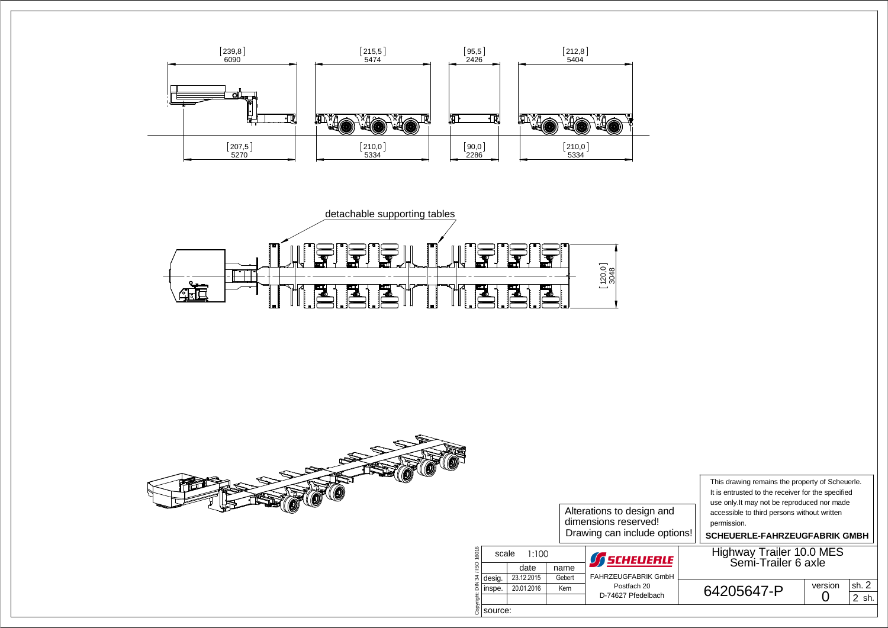[239,8]
6090

[215,5]
5474

[95,5]
2426

[212,8]
5404

[207,5]
5270

[210,0]
5334

[90,0]
2286

[210,0]
5334

detachable supporting tables

[120,0]
3048

Alterations to design and dimensions reserved!
Drawing can include options!

This drawing remains the property of Scheuerle. It is entrusted to the receiver for the specified use only.It may not be reproduced nor made accessible to third persons without written permission.

**SCHEUERLE-FAHRZEUGFABRIK GMBH**

| scale | 1:100 | | SCHEUERLE | Highway Trailer 10.0 MES Semi-Trailer 6 axle | | |
|---|---|---|---|---|---|---|
| | date | name | FAHRZEUGFABRIK GmbH | | | |
| desig. | 23.12.2015 | Gebert | Postfach 20 | 64205647-P | version 0 | sh. 2 |
| inspe. | 20.01.2016 | Kern | D-74627 Pfedelbach | | | 2 sh. |
| source: | | | | | | |

Copyright: DIN 34 / ISO 16016